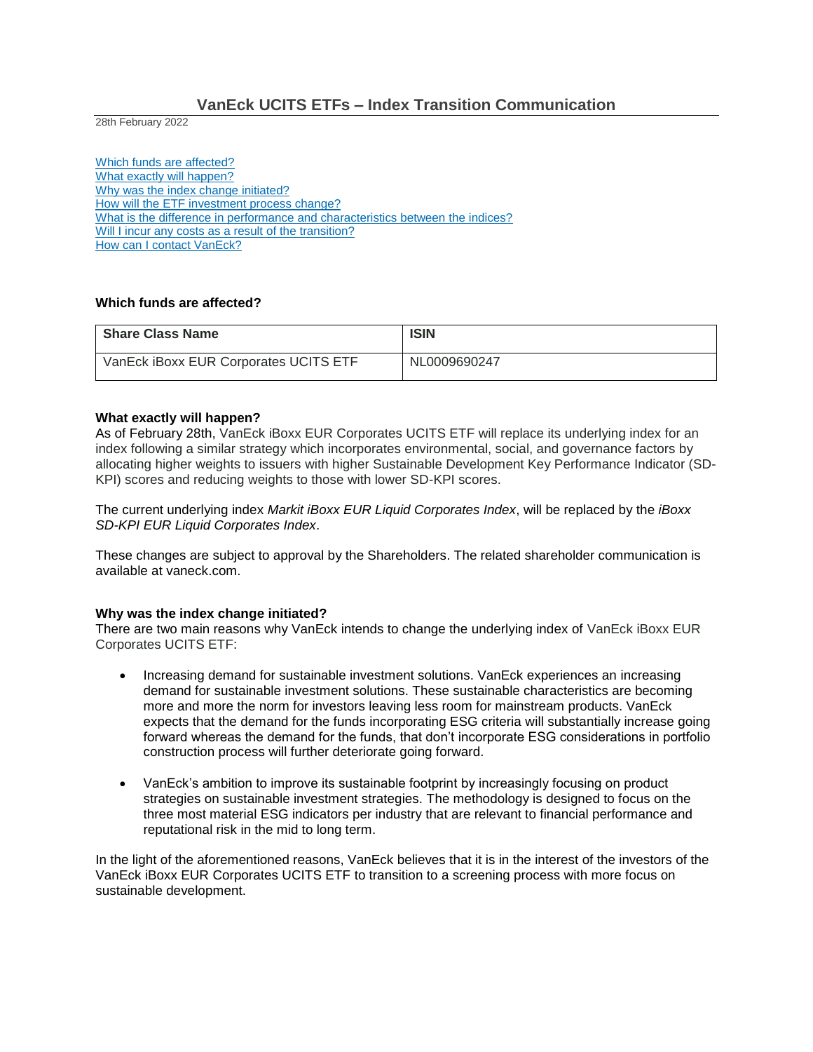# VanEck UCITS ETFs – Index Transition Communication

28th February 2022

[Which funds are affected?](#which-funds-are-affected)
[What exactly will happen?](#what-exactly-will-happen)
[Why was the index change initiated?](#why-was-the-index-change-initiated)
[How will the ETF investment process change?](#how-will-the-etf-investment-process-change)
[What is the difference in performance and characteristics between the indices?](#what-is-the-difference-in-performance-and-characteristics-between-the-indices)
[Will I incur any costs as a result of the transition?](#will-i-incur-any-costs-as-a-result-of-the-transition)
[How can I contact VanEck?](#how-can-i-contact-vaneck)

### Which funds are affected?

| Share Class Name | ISIN |
|---|---|
| VanEck iBoxx EUR Corporates UCITS ETF | NL0009690247 |

### What exactly will happen?

As of February 28th, VanEck iBoxx EUR Corporates UCITS ETF will replace its underlying index for an index following a similar strategy which incorporates environmental, social, and governance factors by allocating higher weights to issuers with higher Sustainable Development Key Performance Indicator (SD-KPI) scores and reducing weights to those with lower SD-KPI scores.

The current underlying index *Markit iBoxx EUR Liquid Corporates Index*, will be replaced by the *iBoxx SD-KPI EUR Liquid Corporates Index*.

These changes are subject to approval by the Shareholders. The related shareholder communication is available at vaneck.com.

### Why was the index change initiated?

There are two main reasons why VanEck intends to change the underlying index of VanEck iBoxx EUR Corporates UCITS ETF:

- Increasing demand for sustainable investment solutions. VanEck experiences an increasing demand for sustainable investment solutions. These sustainable characteristics are becoming more and more the norm for investors leaving less room for mainstream products. VanEck expects that the demand for the funds incorporating ESG criteria will substantially increase going forward whereas the demand for the funds, that don't incorporate ESG considerations in portfolio construction process will further deteriorate going forward.

- VanEck's ambition to improve its sustainable footprint by increasingly focusing on product strategies on sustainable investment strategies. The methodology is designed to focus on the three most material ESG indicators per industry that are relevant to financial performance and reputational risk in the mid to long term.

In the light of the aforementioned reasons, VanEck believes that it is in the interest of the investors of the VanEck iBoxx EUR Corporates UCITS ETF to transition to a screening process with more focus on sustainable development.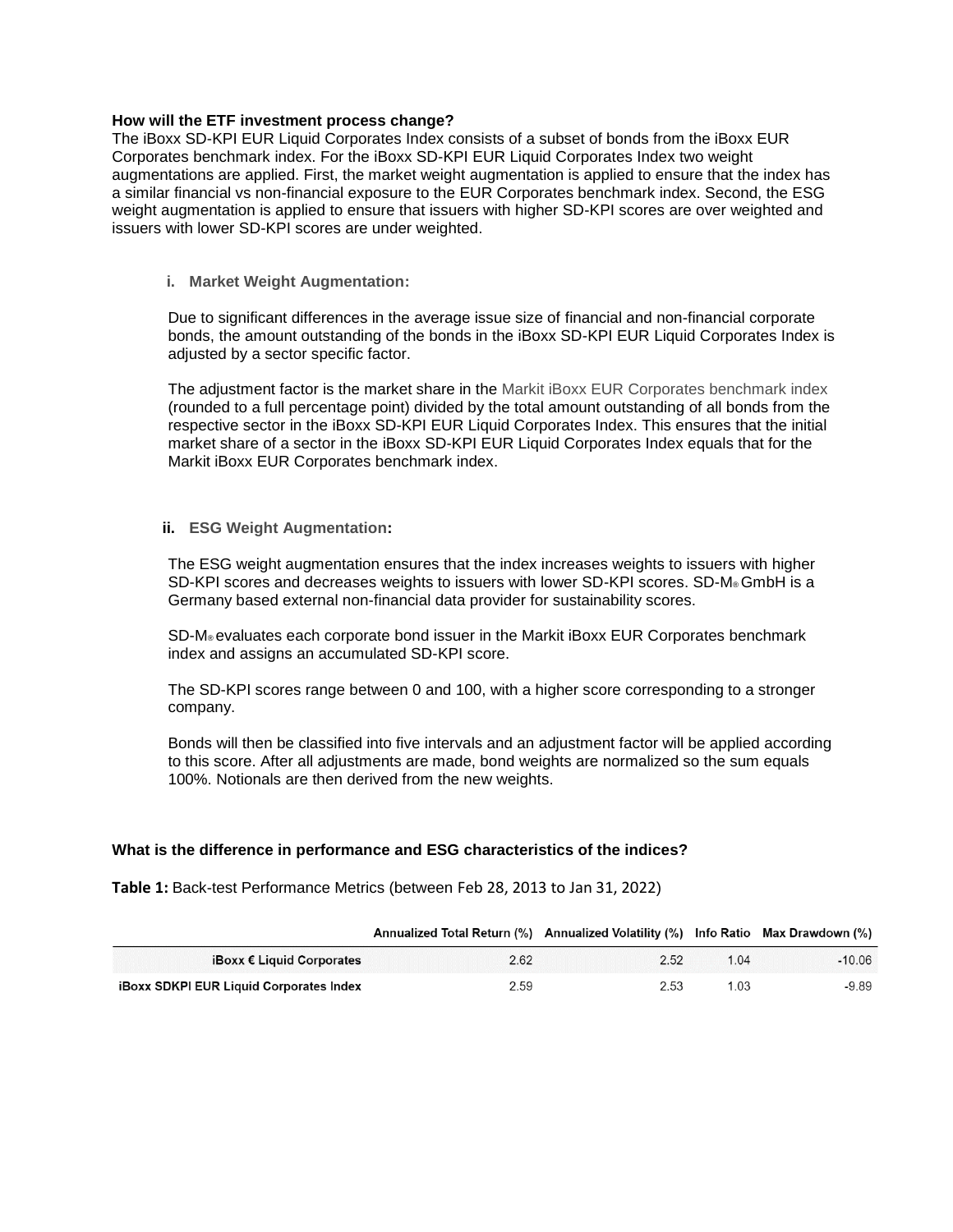**How will the ETF investment process change?**

The iBoxx SD-KPI EUR Liquid Corporates Index consists of a subset of bonds from the iBoxx EUR Corporates benchmark index. For the iBoxx SD-KPI EUR Liquid Corporates Index two weight augmentations are applied. First, the market weight augmentation is applied to ensure that the index has a similar financial vs non-financial exposure to the EUR Corporates benchmark index. Second, the ESG weight augmentation is applied to ensure that issuers with higher SD-KPI scores are over weighted and issuers with lower SD-KPI scores are under weighted.

i. **Market Weight Augmentation:**

Due to significant differences in the average issue size of financial and non-financial corporate bonds, the amount outstanding of the bonds in the iBoxx SD-KPI EUR Liquid Corporates Index is adjusted by a sector specific factor.

The adjustment factor is the market share in the Markit iBoxx EUR Corporates benchmark index (rounded to a full percentage point) divided by the total amount outstanding of all bonds from the respective sector in the iBoxx SD-KPI EUR Liquid Corporates Index. This ensures that the initial market share of a sector in the iBoxx SD-KPI EUR Liquid Corporates Index equals that for the Markit iBoxx EUR Corporates benchmark index.

ii. **ESG Weight Augmentation:**

The ESG weight augmentation ensures that the index increases weights to issuers with higher SD-KPI scores and decreases weights to issuers with lower SD-KPI scores. SD-M® GmbH is a Germany based external non-financial data provider for sustainability scores.

SD-M® evaluates each corporate bond issuer in the Markit iBoxx EUR Corporates benchmark index and assigns an accumulated SD-KPI score.

The SD-KPI scores range between 0 and 100, with a higher score corresponding to a stronger company.

Bonds will then be classified into five intervals and an adjustment factor will be applied according to this score. After all adjustments are made, bond weights are normalized so the sum equals 100%. Notionals are then derived from the new weights.

**What is the difference in performance and ESG characteristics of the indices?**

**Table 1:** Back-test Performance Metrics (between Feb 28, 2013 to Jan 31, 2022)

| | Annualized Total Return (%) | Annualized Volatility (%) | Info Ratio | Max Drawdown (%) |
|---|---|---|---|---|
| iBoxx € Liquid Corporates | 2.62 | 2.52 | 1.04 | -10.06 |
| iBoxx SDKPI EUR Liquid Corporates Index | 2.59 | 2.53 | 1.03 | -9.89 |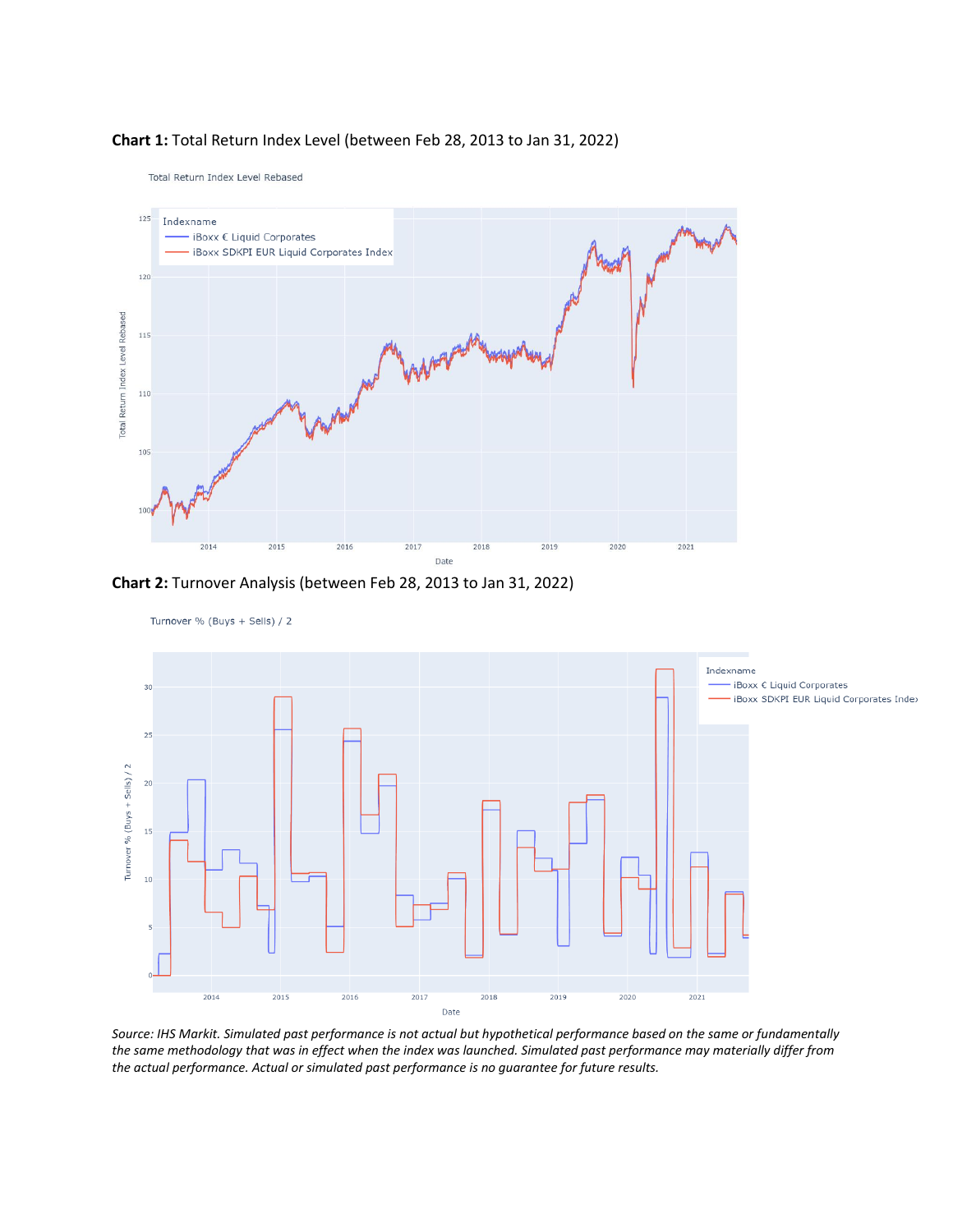**Chart 1:** Total Return Index Level (between Feb 28, 2013 to Jan 31, 2022)

**Chart 2:** Turnover Analysis (between Feb 28, 2013 to Jan 31, 2022)

*Source: IHS Markit. Simulated past performance is not actual but hypothetical performance based on the same or fundamentally the same methodology that was in effect when the index was launched. Simulated past performance may materially differ from the actual performance. Actual or simulated past performance is no guarantee for future results.*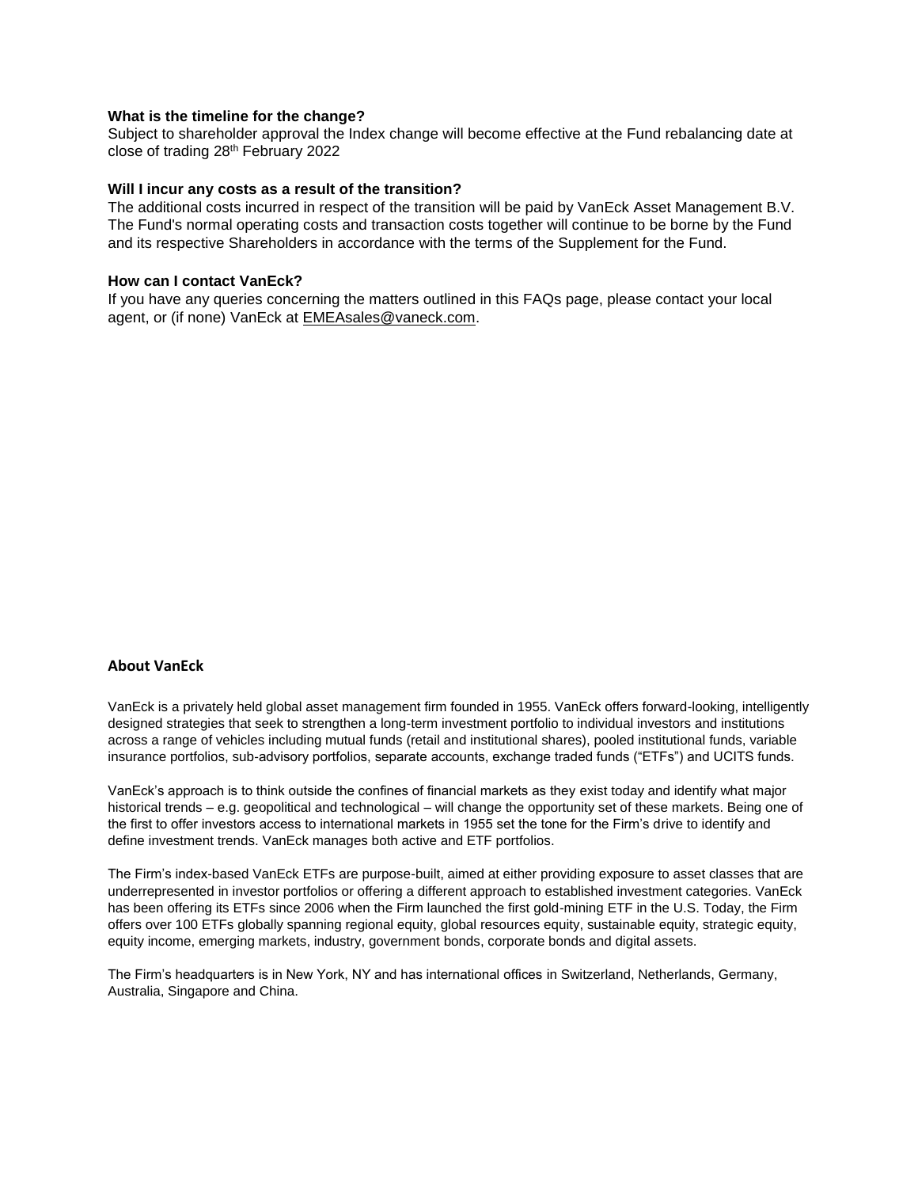**What is the timeline for the change?**

Subject to shareholder approval the Index change will become effective at the Fund rebalancing date at close of trading 28th February 2022

**Will I incur any costs as a result of the transition?**

The additional costs incurred in respect of the transition will be paid by VanEck Asset Management B.V. The Fund's normal operating costs and transaction costs together will continue to be borne by the Fund and its respective Shareholders in accordance with the terms of the Supplement for the Fund.

**How can I contact VanEck?**

If you have any queries concerning the matters outlined in this FAQs page, please contact your local agent, or (if none) VanEck at EMEAsales@vaneck.com.

**About VanEck**

VanEck is a privately held global asset management firm founded in 1955. VanEck offers forward-looking, intelligently designed strategies that seek to strengthen a long-term investment portfolio to individual investors and institutions across a range of vehicles including mutual funds (retail and institutional shares), pooled institutional funds, variable insurance portfolios, sub-advisory portfolios, separate accounts, exchange traded funds ("ETFs") and UCITS funds.

VanEck's approach is to think outside the confines of financial markets as they exist today and identify what major historical trends – e.g. geopolitical and technological – will change the opportunity set of these markets. Being one of the first to offer investors access to international markets in 1955 set the tone for the Firm's drive to identify and define investment trends. VanEck manages both active and ETF portfolios.

The Firm's index-based VanEck ETFs are purpose-built, aimed at either providing exposure to asset classes that are underrepresented in investor portfolios or offering a different approach to established investment categories. VanEck has been offering its ETFs since 2006 when the Firm launched the first gold-mining ETF in the U.S. Today, the Firm offers over 100 ETFs globally spanning regional equity, global resources equity, sustainable equity, strategic equity, equity income, emerging markets, industry, government bonds, corporate bonds and digital assets.

The Firm's headquarters is in New York, NY and has international offices in Switzerland, Netherlands, Germany, Australia, Singapore and China.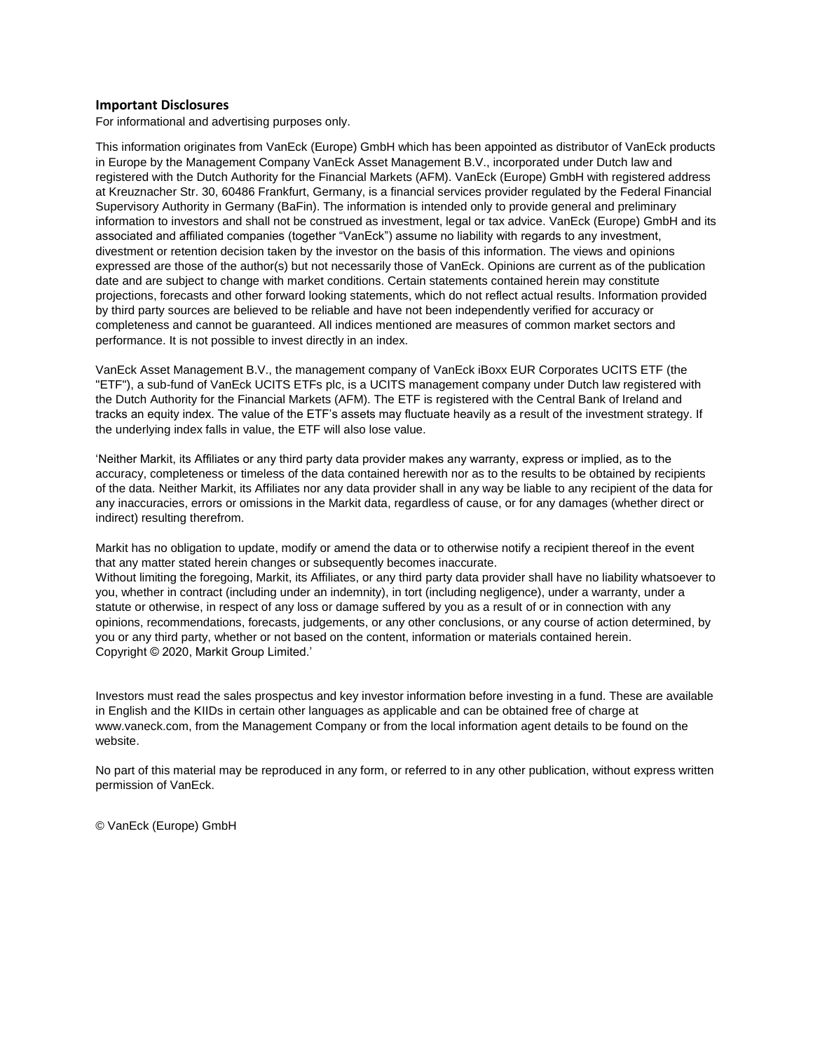**Important Disclosures**

For informational and advertising purposes only.

This information originates from VanEck (Europe) GmbH which has been appointed as distributor of VanEck products in Europe by the Management Company VanEck Asset Management B.V., incorporated under Dutch law and registered with the Dutch Authority for the Financial Markets (AFM). VanEck (Europe) GmbH with registered address at Kreuznacher Str. 30, 60486 Frankfurt, Germany, is a financial services provider regulated by the Federal Financial Supervisory Authority in Germany (BaFin). The information is intended only to provide general and preliminary information to investors and shall not be construed as investment, legal or tax advice. VanEck (Europe) GmbH and its associated and affiliated companies (together "VanEck") assume no liability with regards to any investment, divestment or retention decision taken by the investor on the basis of this information. The views and opinions expressed are those of the author(s) but not necessarily those of VanEck. Opinions are current as of the publication date and are subject to change with market conditions. Certain statements contained herein may constitute projections, forecasts and other forward looking statements, which do not reflect actual results. Information provided by third party sources are believed to be reliable and have not been independently verified for accuracy or completeness and cannot be guaranteed. All indices mentioned are measures of common market sectors and performance. It is not possible to invest directly in an index.

VanEck Asset Management B.V., the management company of VanEck iBoxx EUR Corporates UCITS ETF (the "ETF"), a sub-fund of VanEck UCITS ETFs plc, is a UCITS management company under Dutch law registered with the Dutch Authority for the Financial Markets (AFM). The ETF is registered with the Central Bank of Ireland and tracks an equity index. The value of the ETF's assets may fluctuate heavily as a result of the investment strategy. If the underlying index falls in value, the ETF will also lose value.

'Neither Markit, its Affiliates or any third party data provider makes any warranty, express or implied, as to the accuracy, completeness or timeless of the data contained herewith nor as to the results to be obtained by recipients of the data. Neither Markit, its Affiliates nor any data provider shall in any way be liable to any recipient of the data for any inaccuracies, errors or omissions in the Markit data, regardless of cause, or for any damages (whether direct or indirect) resulting therefrom.

Markit has no obligation to update, modify or amend the data or to otherwise notify a recipient thereof in the event that any matter stated herein changes or subsequently becomes inaccurate.
Without limiting the foregoing, Markit, its Affiliates, or any third party data provider shall have no liability whatsoever to you, whether in contract (including under an indemnity), in tort (including negligence), under a warranty, under a statute or otherwise, in respect of any loss or damage suffered by you as a result of or in connection with any opinions, recommendations, forecasts, judgements, or any other conclusions, or any course of action determined, by you or any third party, whether or not based on the content, information or materials contained herein.
Copyright © 2020, Markit Group Limited.'

Investors must read the sales prospectus and key investor information before investing in a fund. These are available in English and the KIIDs in certain other languages as applicable and can be obtained free of charge at www.vaneck.com, from the Management Company or from the local information agent details to be found on the website.

No part of this material may be reproduced in any form, or referred to in any other publication, without express written permission of VanEck.

© VanEck (Europe) GmbH